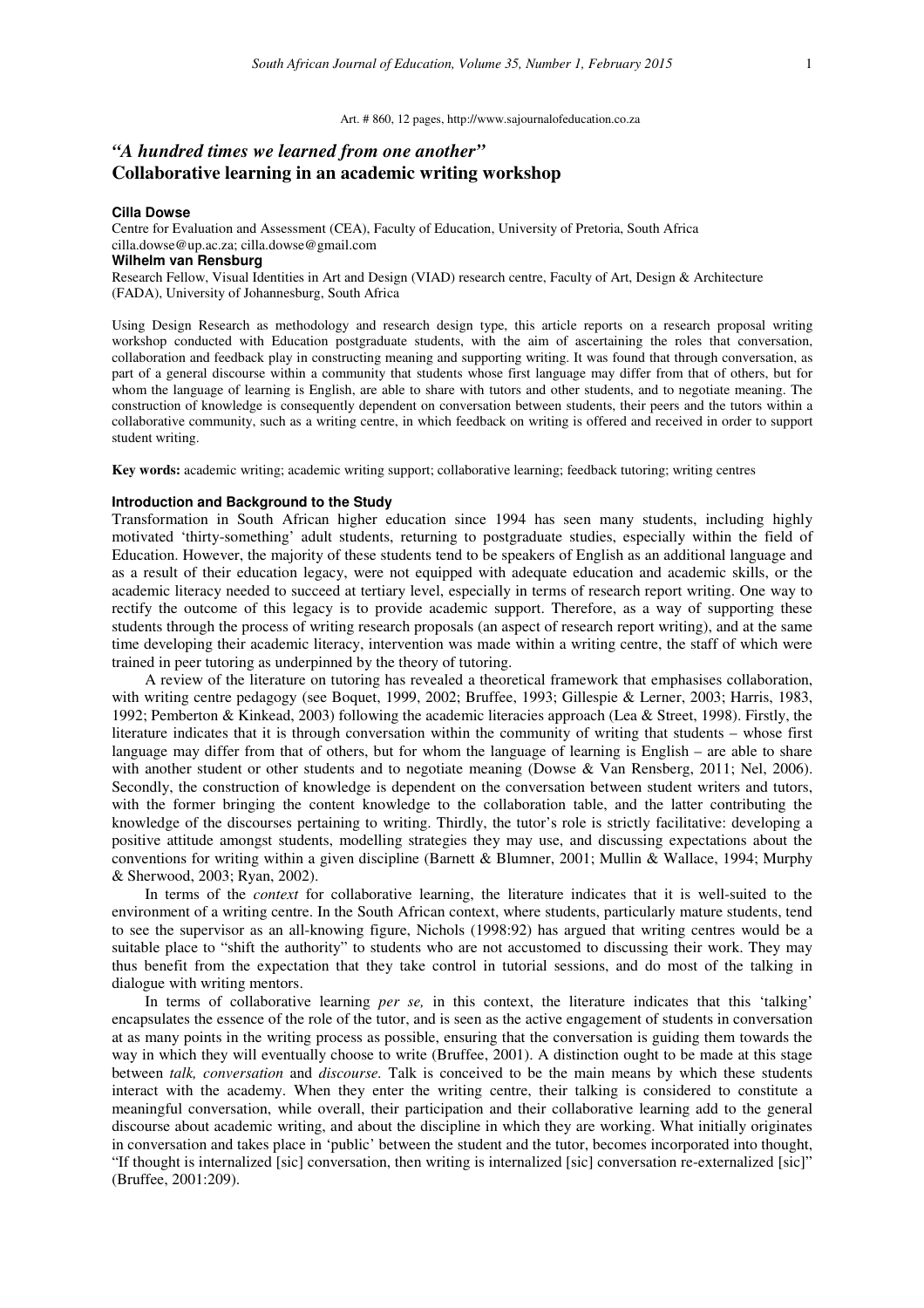Art. # 860, 12 pages, http://www.sajournalofeducation.co.za

# *"A hundred times we learned from one another"* Collaborative learning in an academic writing workshop

**Cilla Dowse**
Centre for Evaluation and Assessment (CEA), Faculty of Education, University of Pretoria, South Africa
cilla.dowse@up.ac.za; cilla.dowse@gmail.com

**Wilhelm van Rensburg**
Research Fellow, Visual Identities in Art and Design (VIAD) research centre, Faculty of Art, Design & Architecture (FADA), University of Johannesburg, South Africa

Using Design Research as methodology and research design type, this article reports on a research proposal writing workshop conducted with Education postgraduate students, with the aim of ascertaining the roles that conversation, collaboration and feedback play in constructing meaning and supporting writing. It was found that through conversation, as part of a general discourse within a community that students whose first language may differ from that of others, but for whom the language of learning is English, are able to share with tutors and other students, and to negotiate meaning. The construction of knowledge is consequently dependent on conversation between students, their peers and the tutors within a collaborative community, such as a writing centre, in which feedback on writing is offered and received in order to support student writing.

**Key words:** academic writing; academic writing support; collaborative learning; feedback tutoring; writing centres

## Introduction and Background to the Study

Transformation in South African higher education since 1994 has seen many students, including highly motivated 'thirty-something' adult students, returning to postgraduate studies, especially within the field of Education. However, the majority of these students tend to be speakers of English as an additional language and as a result of their education legacy, were not equipped with adequate education and academic skills, or the academic literacy needed to succeed at tertiary level, especially in terms of research report writing. One way to rectify the outcome of this legacy is to provide academic support. Therefore, as a way of supporting these students through the process of writing research proposals (an aspect of research report writing), and at the same time developing their academic literacy, intervention was made within a writing centre, the staff of which were trained in peer tutoring as underpinned by the theory of tutoring.

A review of the literature on tutoring has revealed a theoretical framework that emphasises collaboration, with writing centre pedagogy (see Boquet, 1999, 2002; Bruffee, 1993; Gillespie & Lerner, 2003; Harris, 1983, 1992; Pemberton & Kinkead, 2003) following the academic literacies approach (Lea & Street, 1998). Firstly, the literature indicates that it is through conversation within the community of writing that students – whose first language may differ from that of others, but for whom the language of learning is English – are able to share with another student or other students and to negotiate meaning (Dowse & Van Rensberg, 2011; Nel, 2006). Secondly, the construction of knowledge is dependent on the conversation between student writers and tutors, with the former bringing the content knowledge to the collaboration table, and the latter contributing the knowledge of the discourses pertaining to writing. Thirdly, the tutor's role is strictly facilitative: developing a positive attitude amongst students, modelling strategies they may use, and discussing expectations about the conventions for writing within a given discipline (Barnett & Blumner, 2001; Mullin & Wallace, 1994; Murphy & Sherwood, 2003; Ryan, 2002).

In terms of the *context* for collaborative learning, the literature indicates that it is well-suited to the environment of a writing centre. In the South African context, where students, particularly mature students, tend to see the supervisor as an all-knowing figure, Nichols (1998:92) has argued that writing centres would be a suitable place to "shift the authority" to students who are not accustomed to discussing their work. They may thus benefit from the expectation that they take control in tutorial sessions, and do most of the talking in dialogue with writing mentors.

In terms of collaborative learning *per se,* in this context, the literature indicates that this 'talking' encapsulates the essence of the role of the tutor, and is seen as the active engagement of students in conversation at as many points in the writing process as possible, ensuring that the conversation is guiding them towards the way in which they will eventually choose to write (Bruffee, 2001). A distinction ought to be made at this stage between *talk, conversation* and *discourse.* Talk is conceived to be the main means by which these students interact with the academy. When they enter the writing centre, their talking is considered to constitute a meaningful conversation, while overall, their participation and their collaborative learning add to the general discourse about academic writing, and about the discipline in which they are working. What initially originates in conversation and takes place in 'public' between the student and the tutor, becomes incorporated into thought, "If thought is internalized [sic] conversation, then writing is internalized [sic] conversation re-externalized [sic]" (Bruffee, 2001:209).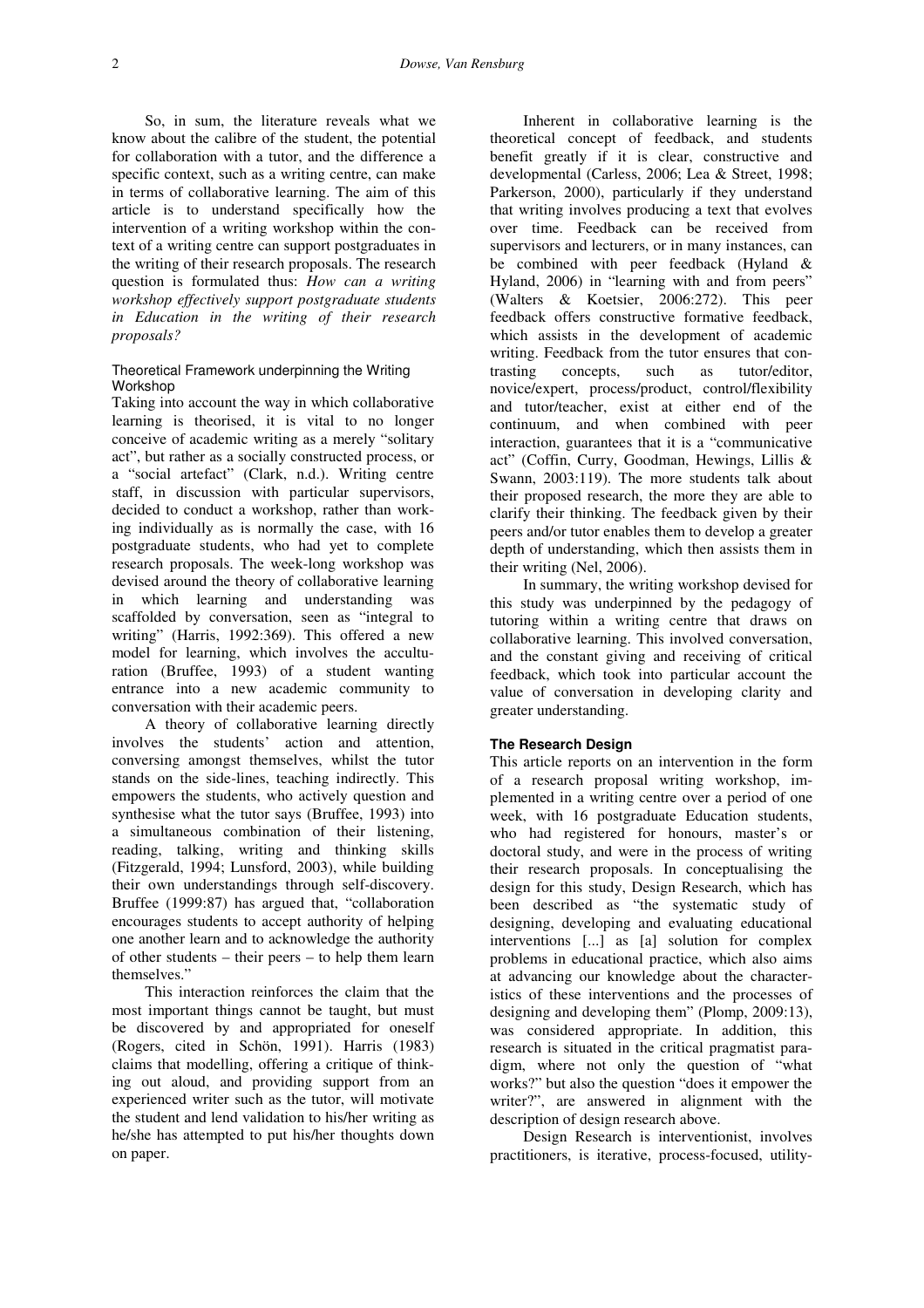So, in sum, the literature reveals what we know about the calibre of the student, the potential for collaboration with a tutor, and the difference a specific context, such as a writing centre, can make in terms of collaborative learning. The aim of this article is to understand specifically how the intervention of a writing workshop within the context of a writing centre can support postgraduates in the writing of their research proposals. The research question is formulated thus: *How can a writing workshop effectively support postgraduate students in Education in the writing of their research proposals?*

### Theoretical Framework underpinning the Writing Workshop

Taking into account the way in which collaborative learning is theorised, it is vital to no longer conceive of academic writing as a merely "solitary act", but rather as a socially constructed process, or a "social artefact" (Clark, n.d.). Writing centre staff, in discussion with particular supervisors, decided to conduct a workshop, rather than working individually as is normally the case, with 16 postgraduate students, who had yet to complete research proposals. The week-long workshop was devised around the theory of collaborative learning in which learning and understanding was scaffolded by conversation, seen as "integral to writing" (Harris, 1992:369). This offered a new model for learning, which involves the acculturation (Bruffee, 1993) of a student wanting entrance into a new academic community to conversation with their academic peers.

A theory of collaborative learning directly involves the students' action and attention, conversing amongst themselves, whilst the tutor stands on the side-lines, teaching indirectly. This empowers the students, who actively question and synthesise what the tutor says (Bruffee, 1993) into a simultaneous combination of their listening, reading, talking, writing and thinking skills (Fitzgerald, 1994; Lunsford, 2003), while building their own understandings through self-discovery. Bruffee (1999:87) has argued that, "collaboration encourages students to accept authority of helping one another learn and to acknowledge the authority of other students – their peers – to help them learn themselves."

This interaction reinforces the claim that the most important things cannot be taught, but must be discovered by and appropriated for oneself (Rogers, cited in Schön, 1991). Harris (1983) claims that modelling, offering a critique of thinking out aloud, and providing support from an experienced writer such as the tutor, will motivate the student and lend validation to his/her writing as he/she has attempted to put his/her thoughts down on paper.

Inherent in collaborative learning is the theoretical concept of feedback, and students benefit greatly if it is clear, constructive and developmental (Carless, 2006; Lea & Street, 1998; Parkerson, 2000), particularly if they understand that writing involves producing a text that evolves over time. Feedback can be received from supervisors and lecturers, or in many instances, can be combined with peer feedback (Hyland & Hyland, 2006) in "learning with and from peers" (Walters & Koetsier, 2006:272). This peer feedback offers constructive formative feedback, which assists in the development of academic writing. Feedback from the tutor ensures that contrasting concepts, such as tutor/editor, novice/expert, process/product, control/flexibility and tutor/teacher, exist at either end of the continuum, and when combined with peer interaction, guarantees that it is a "communicative act" (Coffin, Curry, Goodman, Hewings, Lillis & Swann, 2003:119). The more students talk about their proposed research, the more they are able to clarify their thinking. The feedback given by their peers and/or tutor enables them to develop a greater depth of understanding, which then assists them in their writing (Nel, 2006).

In summary, the writing workshop devised for this study was underpinned by the pedagogy of tutoring within a writing centre that draws on collaborative learning. This involved conversation, and the constant giving and receiving of critical feedback, which took into particular account the value of conversation in developing clarity and greater understanding.

### The Research Design

This article reports on an intervention in the form of a research proposal writing workshop, implemented in a writing centre over a period of one week, with 16 postgraduate Education students, who had registered for honours, master's or doctoral study, and were in the process of writing their research proposals. In conceptualising the design for this study, Design Research, which has been described as "the systematic study of designing, developing and evaluating educational interventions [...] as [a] solution for complex problems in educational practice, which also aims at advancing our knowledge about the characteristics of these interventions and the processes of designing and developing them" (Plomp, 2009:13), was considered appropriate. In addition, this research is situated in the critical pragmatist paradigm, where not only the question of "what works?" but also the question "does it empower the writer?", are answered in alignment with the description of design research above.

Design Research is interventionist, involves practitioners, is iterative, process-focused, utility-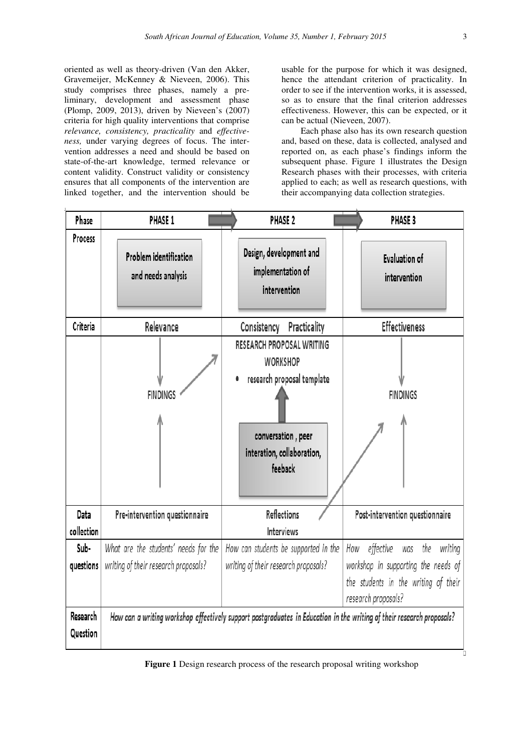oriented as well as theory-driven (Van den Akker, Gravemeijer, McKenney & Nieveen, 2006). This study comprises three phases, namely a preliminary, development and assessment phase (Plomp, 2009, 2013), driven by Nieveen's (2007) criteria for high quality interventions that comprise *relevance, consistency, practicality* and *effectiveness,* under varying degrees of focus. The intervention addresses a need and should be based on state-of-the-art knowledge, termed relevance or content validity. Construct validity or consistency ensures that all components of the intervention are linked together, and the intervention should be usable for the purpose for which it was designed, hence the attendant criterion of practicality. In order to see if the intervention works, it is assessed, so as to ensure that the final criterion addresses effectiveness. However, this can be expected, or it can be actual (Nieveen, 2007).

Each phase also has its own research question and, based on these, data is collected, analysed and reported on, as each phase's findings inform the subsequent phase. Figure 1 illustrates the Design Research phases with their processes, with criteria applied to each; as well as research questions, with their accompanying data collection strategies.

| Phase | PHASE 1 | PHASE 2 | PHASE 3 |
| --- | --- | --- | --- |
| Process | Problem identification and needs analysis | Design, development and implementation of intervention | Evaluation of intervention |
| Criteria | Relevance | Consistency Practicality | Effectiveness |
| | FINDINGS | RESEARCH PROPOSAL WRITING WORKSHOP<br>• research proposal template<br><br>conversation , peer interation, collaboration, feeback | FINDINGS |
| Data collection | Pre-intervention questionnaire | Reflections<br>Interviews | Post-intervention questionnaire |
| Sub-questions | *What are the students' needs for the writing of their research proposals?* | *How can students be supported in the writing of their research proposals?* | *How effective was the writing workshop in supporting the needs of the students in the writing of their research proposals?* |
| Research Question | *How can a writing workshop effectively support postgraduates in Education in the writing of their research proposals?* | | |

**Figure 1** Design research process of the research proposal writing workshop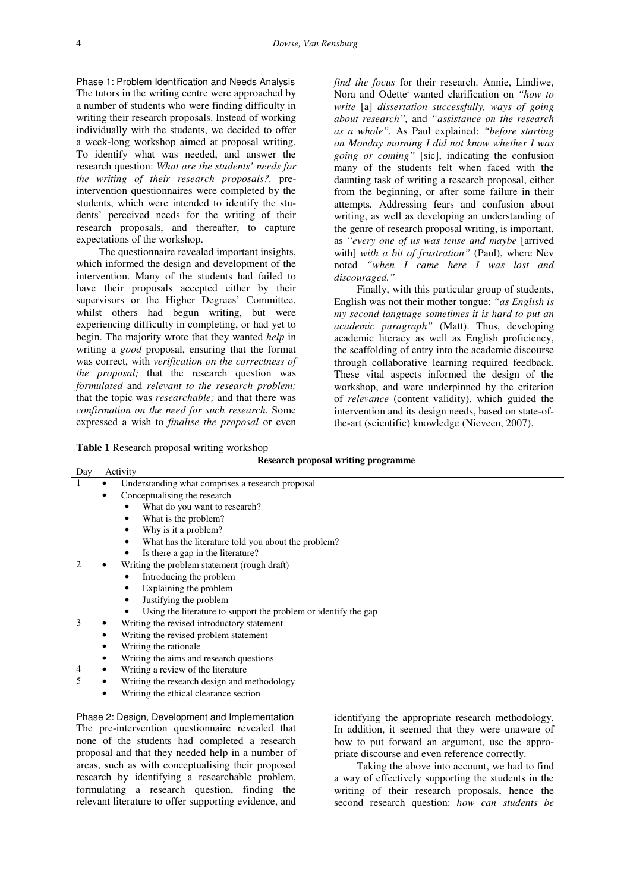### Phase 1: Problem Identification and Needs Analysis

The tutors in the writing centre were approached by a number of students who were finding difficulty in writing their research proposals. Instead of working individually with the students, we decided to offer a week-long workshop aimed at proposal writing. To identify what was needed, and answer the research question: *What are the students' needs for the writing of their research proposals?,* pre-intervention questionnaires were completed by the students, which were intended to identify the students' perceived needs for the writing of their research proposals, and thereafter, to capture expectations of the workshop.

The questionnaire revealed important insights, which informed the design and development of the intervention. Many of the students had failed to have their proposals accepted either by their supervisors or the Higher Degrees' Committee, whilst others had begun writing, but were experiencing difficulty in completing, or had yet to begin. The majority wrote that they wanted *help* in writing a *good* proposal, ensuring that the format was correct, with *verification on the correctness of the proposal;* that the research question was *formulated* and *relevant to the research problem;* that the topic was *researchable;* and that there was *confirmation on the need for such research.* Some expressed a wish to *finalise the proposal* or even *find the focus* for their research. Annie, Lindiwe, Nora and Odette[i] wanted clarification on *"how to write* [a] *dissertation successfully, ways of going about research",* and *"assistance on the research as a whole".* As Paul explained: *"before starting on Monday morning I did not know whether I was going or coming"* [sic], indicating the confusion many of the students felt when faced with the daunting task of writing a research proposal, either from the beginning, or after some failure in their attempts. Addressing fears and confusion about writing, as well as developing an understanding of the genre of research proposal writing, is important, as *"every one of us was tense and maybe* [arrived with] *with a bit of frustration"* (Paul), where Nev noted *"when I came here I was lost and discouraged."*

Finally, with this particular group of students, English was not their mother tongue: *"as English is my second language sometimes it is hard to put an academic paragraph"* (Matt). Thus, developing academic literacy as well as English proficiency, the scaffolding of entry into the academic discourse through collaborative learning required feedback. These vital aspects informed the design of the workshop, and were underpinned by the criterion of *relevance* (content validity), which guided the intervention and its design needs, based on state-of-the-art (scientific) knowledge (Nieveen, 2007).

**Table 1** Research proposal writing workshop

| Day | Activity |
|---|---|
| | **Research proposal writing programme** |
| 1 | • Understanding what comprises a research proposal<br>• Conceptualising the research<br>&nbsp;&nbsp;&nbsp;&nbsp;• What do you want to research?<br>&nbsp;&nbsp;&nbsp;&nbsp;• What is the problem?<br>&nbsp;&nbsp;&nbsp;&nbsp;• Why is it a problem?<br>&nbsp;&nbsp;&nbsp;&nbsp;• What has the literature told you about the problem?<br>&nbsp;&nbsp;&nbsp;&nbsp;• Is there a gap in the literature? |
| 2 | • Writing the problem statement (rough draft)<br>&nbsp;&nbsp;&nbsp;&nbsp;• Introducing the problem<br>&nbsp;&nbsp;&nbsp;&nbsp;• Explaining the problem<br>&nbsp;&nbsp;&nbsp;&nbsp;• Justifying the problem<br>&nbsp;&nbsp;&nbsp;&nbsp;• Using the literature to support the problem or identify the gap |
| 3 | • Writing the revised introductory statement<br>• Writing the revised problem statement<br>• Writing the rationale<br>• Writing the aims and research questions |
| 4 | • Writing a review of the literature |
| 5 | • Writing the research design and methodology<br>• Writing the ethical clearance section |

### Phase 2: Design, Development and Implementation

The pre-intervention questionnaire revealed that none of the students had completed a research proposal and that they needed help in a number of areas, such as with conceptualising their proposed research by identifying a researchable problem, formulating a research question, finding the relevant literature to offer supporting evidence, and identifying the appropriate research methodology. In addition, it seemed that they were unaware of how to put forward an argument, use the appropriate discourse and even reference correctly.

Taking the above into account, we had to find a way of effectively supporting the students in the writing of their research proposals, hence the second research question: *how can students be*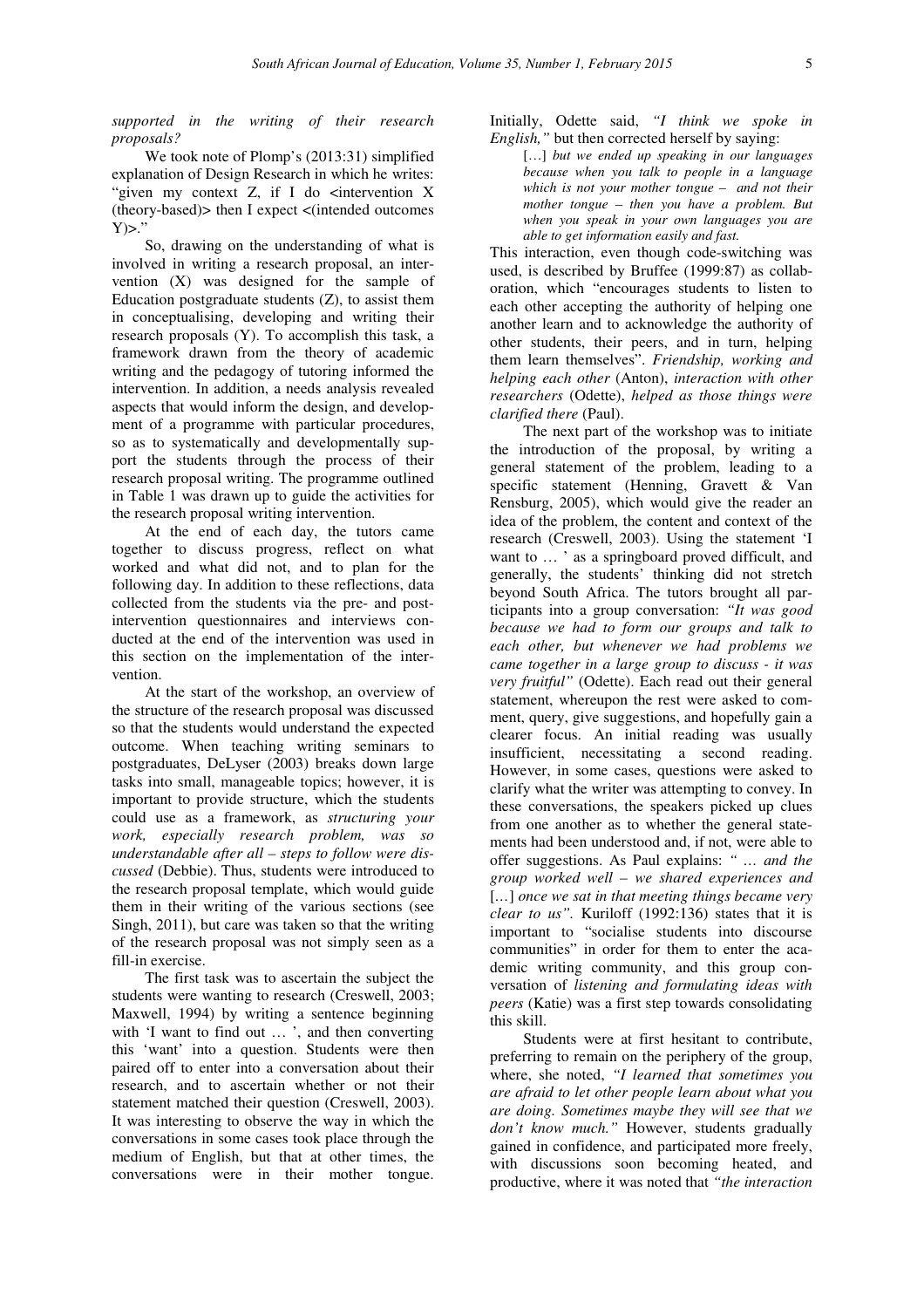*supported in the writing of their research proposals?*

We took note of Plomp's (2013:31) simplified explanation of Design Research in which he writes: "given my context Z, if I do <intervention X (theory-based)> then I expect <(intended outcomes Y)>."

So, drawing on the understanding of what is involved in writing a research proposal, an intervention (X) was designed for the sample of Education postgraduate students (Z), to assist them in conceptualising, developing and writing their research proposals (Y). To accomplish this task, a framework drawn from the theory of academic writing and the pedagogy of tutoring informed the intervention. In addition, a needs analysis revealed aspects that would inform the design, and development of a programme with particular procedures, so as to systematically and developmentally support the students through the process of their research proposal writing. The programme outlined in Table 1 was drawn up to guide the activities for the research proposal writing intervention.

At the end of each day, the tutors came together to discuss progress, reflect on what worked and what did not, and to plan for the following day. In addition to these reflections, data collected from the students via the pre- and post-intervention questionnaires and interviews conducted at the end of the intervention was used in this section on the implementation of the intervention.

At the start of the workshop, an overview of the structure of the research proposal was discussed so that the students would understand the expected outcome. When teaching writing seminars to postgraduates, DeLyser (2003) breaks down large tasks into small, manageable topics; however, it is important to provide structure, which the students could use as a framework, as *structuring your work, especially research problem, was so understandable after all – steps to follow were discussed* (Debbie). Thus, students were introduced to the research proposal template, which would guide them in their writing of the various sections (see Singh, 2011), but care was taken so that the writing of the research proposal was not simply seen as a fill-in exercise.

The first task was to ascertain the subject the students were wanting to research (Creswell, 2003; Maxwell, 1994) by writing a sentence beginning with 'I want to find out … ', and then converting this 'want' into a question. Students were then paired off to enter into a conversation about their research, and to ascertain whether or not their statement matched their question (Creswell, 2003). It was interesting to observe the way in which the conversations in some cases took place through the medium of English, but that at other times, the conversations were in their mother tongue. Initially, Odette said, *"I think we spoke in English,"* but then corrected herself by saying:

> […] *but we ended up speaking in our languages because when you talk to people in a language which is not your mother tongue – and not their mother tongue – then you have a problem. But when you speak in your own languages you are able to get information easily and fast.*

This interaction, even though code-switching was used, is described by Bruffee (1999:87) as collaboration, which "encourages students to listen to each other accepting the authority of helping one another learn and to acknowledge the authority of other students, their peers, and in turn, helping them learn themselves". *Friendship, working and helping each other* (Anton), *interaction with other researchers* (Odette), *helped as those things were clarified there* (Paul).

The next part of the workshop was to initiate the introduction of the proposal, by writing a general statement of the problem, leading to a specific statement (Henning, Gravett & Van Rensburg, 2005), which would give the reader an idea of the problem, the content and context of the research (Creswell, 2003). Using the statement 'I want to … ' as a springboard proved difficult, and generally, the students' thinking did not stretch beyond South Africa. The tutors brought all participants into a group conversation: *"It was good because we had to form our groups and talk to each other, but whenever we had problems we came together in a large group to discuss - it was very fruitful"* (Odette). Each read out their general statement, whereupon the rest were asked to comment, query, give suggestions, and hopefully gain a clearer focus. An initial reading was usually insufficient, necessitating a second reading. However, in some cases, questions were asked to clarify what the writer was attempting to convey. In these conversations, the speakers picked up clues from one another as to whether the general statements had been understood and, if not, were able to offer suggestions. As Paul explains: *" … and the group worked well – we shared experiences and* […] *once we sat in that meeting things became very clear to us"*. Kuriloff (1992:136) states that it is important to "socialise students into discourse communities" in order for them to enter the academic writing community, and this group conversation of *listening and formulating ideas with peers* (Katie) was a first step towards consolidating this skill.

Students were at first hesitant to contribute, preferring to remain on the periphery of the group, where, she noted, *"I learned that sometimes you are afraid to let other people learn about what you are doing. Sometimes maybe they will see that we don't know much."* However, students gradually gained in confidence, and participated more freely, with discussions soon becoming heated, and productive, where it was noted that *"the interaction*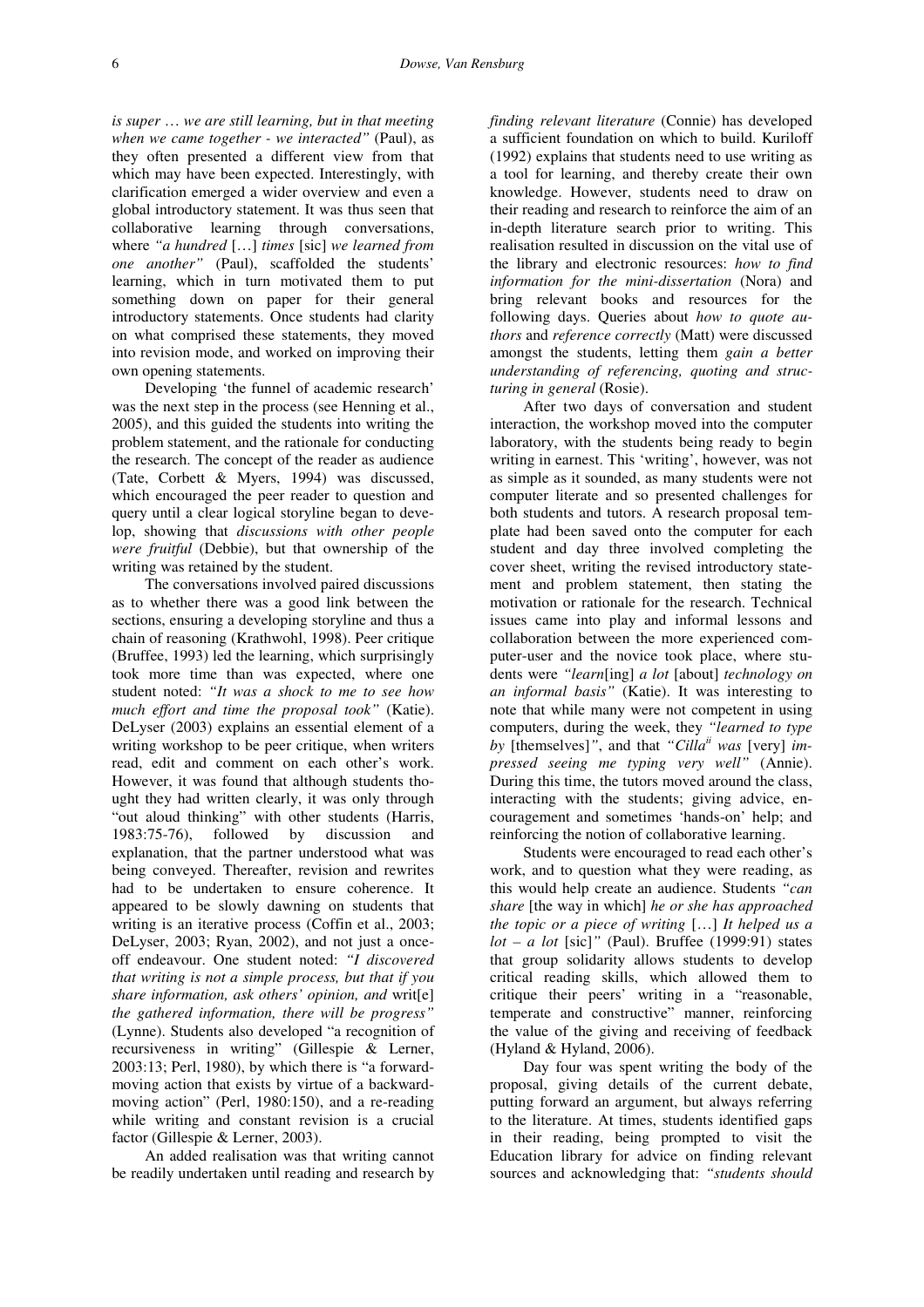*is super … we are still learning, but in that meeting when we came together - we interacted"* (Paul), as they often presented a different view from that which may have been expected. Interestingly, with clarification emerged a wider overview and even a global introductory statement. It was thus seen that collaborative learning through conversations, where *"a hundred* […] *times* [sic] *we learned from one another"* (Paul), scaffolded the students' learning, which in turn motivated them to put something down on paper for their general introductory statements. Once students had clarity on what comprised these statements, they moved into revision mode, and worked on improving their own opening statements.

Developing 'the funnel of academic research' was the next step in the process (see Henning et al., 2005), and this guided the students into writing the problem statement, and the rationale for conducting the research. The concept of the reader as audience (Tate, Corbett & Myers, 1994) was discussed, which encouraged the peer reader to question and query until a clear logical storyline began to develop, showing that *discussions with other people were fruitful* (Debbie), but that ownership of the writing was retained by the student.

The conversations involved paired discussions as to whether there was a good link between the sections, ensuring a developing storyline and thus a chain of reasoning (Krathwohl, 1998). Peer critique (Bruffee, 1993) led the learning, which surprisingly took more time than was expected, where one student noted: *"It was a shock to me to see how much effort and time the proposal took"* (Katie). DeLyser (2003) explains an essential element of a writing workshop to be peer critique, when writers read, edit and comment on each other's work. However, it was found that although students thought they had written clearly, it was only through "out aloud thinking" with other students (Harris, 1983:75-76), followed by discussion and explanation, that the partner understood what was being conveyed. Thereafter, revision and rewrites had to be undertaken to ensure coherence. It appeared to be slowly dawning on students that writing is an iterative process (Coffin et al., 2003; DeLyser, 2003; Ryan, 2002), and not just a once-off endeavour. One student noted: *"I discovered that writing is not a simple process, but that if you share information, ask others' opinion, and* writ[e] *the gathered information, there will be progress"* (Lynne). Students also developed "a recognition of recursiveness in writing" (Gillespie & Lerner, 2003:13; Perl, 1980), by which there is "a forward-moving action that exists by virtue of a backward-moving action" (Perl, 1980:150), and a re-reading while writing and constant revision is a crucial factor (Gillespie & Lerner, 2003).

An added realisation was that writing cannot be readily undertaken until reading and research by *finding relevant literature* (Connie) has developed a sufficient foundation on which to build. Kuriloff (1992) explains that students need to use writing as a tool for learning, and thereby create their own knowledge. However, students need to draw on their reading and research to reinforce the aim of an in-depth literature search prior to writing. This realisation resulted in discussion on the vital use of the library and electronic resources: *how to find information for the mini-dissertation* (Nora) and bring relevant books and resources for the following days. Queries about *how to quote authors* and *reference correctly* (Matt) were discussed amongst the students, letting them *gain a better understanding of referencing, quoting and structuring in general* (Rosie).

After two days of conversation and student interaction, the workshop moved into the computer laboratory, with the students being ready to begin writing in earnest. This 'writing', however, was not as simple as it sounded, as many students were not computer literate and so presented challenges for both students and tutors. A research proposal template had been saved onto the computer for each student and day three involved completing the cover sheet, writing the revised introductory statement and problem statement, then stating the motivation or rationale for the research. Technical issues came into play and informal lessons and collaboration between the more experienced computer-user and the novice took place, where students were *"learn*[ing] *a lot* [about] *technology on an informal basis"* (Katie). It was interesting to note that while many were not competent in using computers, during the week, they *"learned to type by* [themselves]*"*, and that *"Cilla*[ii] *was* [very] *impressed seeing me typing very well"* (Annie). During this time, the tutors moved around the class, interacting with the students; giving advice, encouragement and sometimes 'hands-on' help; and reinforcing the notion of collaborative learning.

Students were encouraged to read each other's work, and to question what they were reading, as this would help create an audience. Students *"can share* [the way in which] *he or she has approached the topic or a piece of writing* […] *It helped us a lot – a lot* [sic]*"* (Paul). Bruffee (1999:91) states that group solidarity allows students to develop critical reading skills, which allowed them to critique their peers' writing in a "reasonable, temperate and constructive" manner, reinforcing the value of the giving and receiving of feedback (Hyland & Hyland, 2006).

Day four was spent writing the body of the proposal, giving details of the current debate, putting forward an argument, but always referring to the literature. At times, students identified gaps in their reading, being prompted to visit the Education library for advice on finding relevant sources and acknowledging that: *"students should*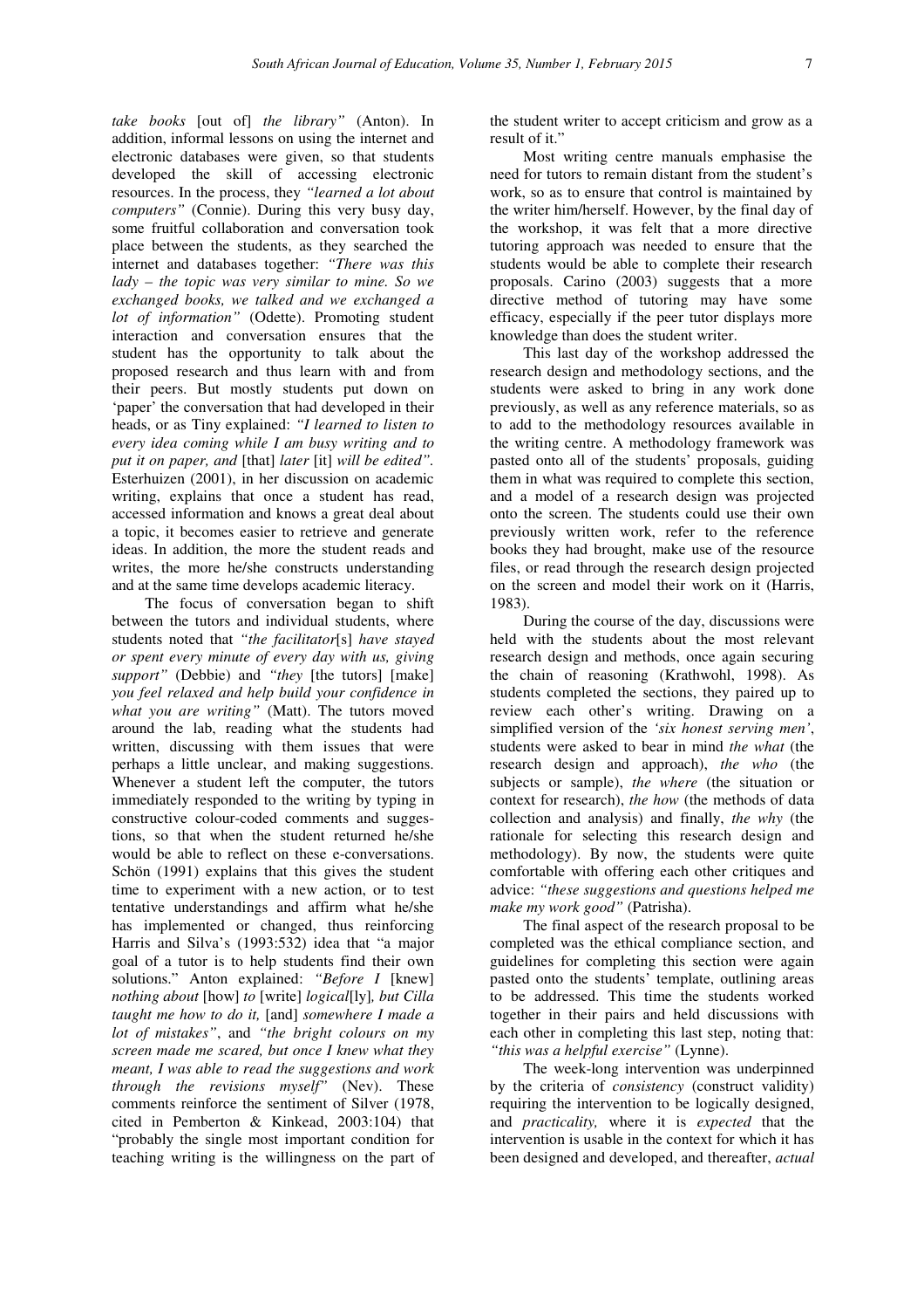*take books* [out of] *the library"* (Anton). In addition, informal lessons on using the internet and electronic databases were given, so that students developed the skill of accessing electronic resources. In the process, they *"learned a lot about computers"* (Connie). During this very busy day, some fruitful collaboration and conversation took place between the students, as they searched the internet and databases together: *"There was this lady – the topic was very similar to mine. So we exchanged books, we talked and we exchanged a lot of information"* (Odette). Promoting student interaction and conversation ensures that the student has the opportunity to talk about the proposed research and thus learn with and from their peers. But mostly students put down on 'paper' the conversation that had developed in their heads, or as Tiny explained: *"I learned to listen to every idea coming while I am busy writing and to put it on paper, and* [that] *later* [it] *will be edited"*. Esterhuizen (2001), in her discussion on academic writing, explains that once a student has read, accessed information and knows a great deal about a topic, it becomes easier to retrieve and generate ideas. In addition, the more the student reads and writes, the more he/she constructs understanding and at the same time develops academic literacy.

The focus of conversation began to shift between the tutors and individual students, where students noted that *"the facilitator*[s] *have stayed or spent every minute of every day with us, giving support"* (Debbie) and *"they* [the tutors] [make] *you feel relaxed and help build your confidence in what you are writing"* (Matt). The tutors moved around the lab, reading what the students had written, discussing with them issues that were perhaps a little unclear, and making suggestions. Whenever a student left the computer, the tutors immediately responded to the writing by typing in constructive colour-coded comments and suggestions, so that when the student returned he/she would be able to reflect on these e-conversations. Schön (1991) explains that this gives the student time to experiment with a new action, or to test tentative understandings and affirm what he/she has implemented or changed, thus reinforcing Harris and Silva's (1993:532) idea that "a major goal of a tutor is to help students find their own solutions." Anton explained: *"Before I* [knew] *nothing about* [how] *to* [write] *logical*[ly]*, but Cilla taught me how to do it,* [and] *somewhere I made a lot of mistakes"*, and *"the bright colours on my screen made me scared, but once I knew what they meant, I was able to read the suggestions and work through the revisions myself"* (Nev). These comments reinforce the sentiment of Silver (1978, cited in Pemberton & Kinkead, 2003:104) that "probably the single most important condition for teaching writing is the willingness on the part of the student writer to accept criticism and grow as a result of it."

Most writing centre manuals emphasise the need for tutors to remain distant from the student's work, so as to ensure that control is maintained by the writer him/herself. However, by the final day of the workshop, it was felt that a more directive tutoring approach was needed to ensure that the students would be able to complete their research proposals. Carino (2003) suggests that a more directive method of tutoring may have some efficacy, especially if the peer tutor displays more knowledge than does the student writer.

This last day of the workshop addressed the research design and methodology sections, and the students were asked to bring in any work done previously, as well as any reference materials, so as to add to the methodology resources available in the writing centre. A methodology framework was pasted onto all of the students' proposals, guiding them in what was required to complete this section, and a model of a research design was projected onto the screen. The students could use their own previously written work, refer to the reference books they had brought, make use of the resource files, or read through the research design projected on the screen and model their work on it (Harris, 1983).

During the course of the day, discussions were held with the students about the most relevant research design and methods, once again securing the chain of reasoning (Krathwohl, 1998). As students completed the sections, they paired up to review each other's writing. Drawing on a simplified version of the *'six honest serving men'*, students were asked to bear in mind *the what* (the research design and approach), *the who* (the subjects or sample), *the where* (the situation or context for research), *the how* (the methods of data collection and analysis) and finally, *the why* (the rationale for selecting this research design and methodology). By now, the students were quite comfortable with offering each other critiques and advice: *"these suggestions and questions helped me make my work good"* (Patrisha).

The final aspect of the research proposal to be completed was the ethical compliance section, and guidelines for completing this section were again pasted onto the students' template, outlining areas to be addressed. This time the students worked together in their pairs and held discussions with each other in completing this last step, noting that: *"this was a helpful exercise"* (Lynne).

The week-long intervention was underpinned by the criteria of *consistency* (construct validity) requiring the intervention to be logically designed, and *practicality,* where it is *expected* that the intervention is usable in the context for which it has been designed and developed, and thereafter, *actual*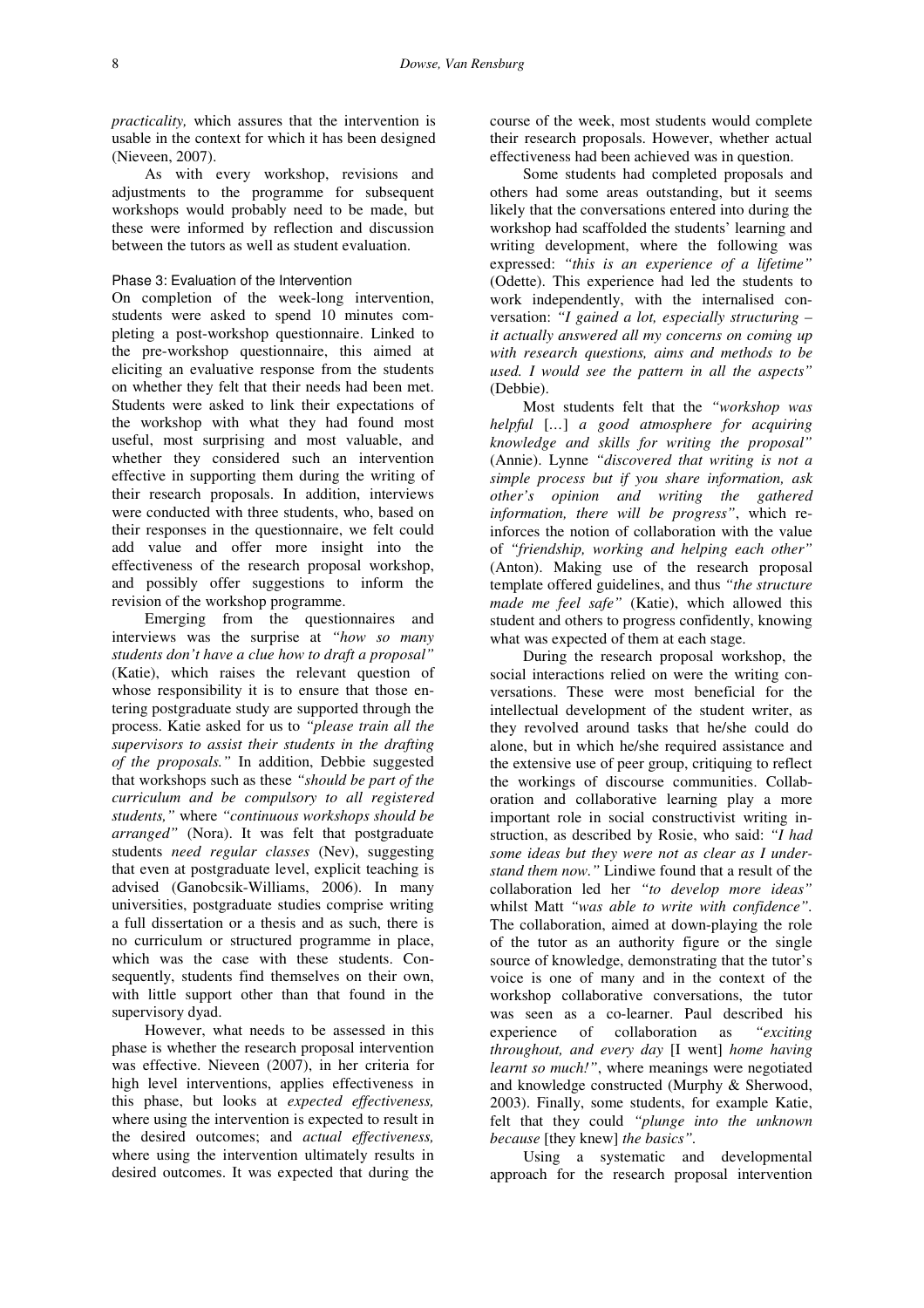*practicality,* which assures that the intervention is usable in the context for which it has been designed (Nieveen, 2007).

As with every workshop, revisions and adjustments to the programme for subsequent workshops would probably need to be made, but these were informed by reflection and discussion between the tutors as well as student evaluation.

### Phase 3: Evaluation of the Intervention

On completion of the week-long intervention, students were asked to spend 10 minutes completing a post-workshop questionnaire. Linked to the pre-workshop questionnaire, this aimed at eliciting an evaluative response from the students on whether they felt that their needs had been met. Students were asked to link their expectations of the workshop with what they had found most useful, most surprising and most valuable, and whether they considered such an intervention effective in supporting them during the writing of their research proposals. In addition, interviews were conducted with three students, who, based on their responses in the questionnaire, we felt could add value and offer more insight into the effectiveness of the research proposal workshop, and possibly offer suggestions to inform the revision of the workshop programme.

Emerging from the questionnaires and interviews was the surprise at *"how so many students don't have a clue how to draft a proposal"* (Katie), which raises the relevant question of whose responsibility it is to ensure that those entering postgraduate study are supported through the process. Katie asked for us to *"please train all the supervisors to assist their students in the drafting of the proposals."* In addition, Debbie suggested that workshops such as these *"should be part of the curriculum and be compulsory to all registered students,"* where *"continuous workshops should be arranged"* (Nora). It was felt that postgraduate students *need regular classes* (Nev), suggesting that even at postgraduate level, explicit teaching is advised (Ganobcsik-Williams, 2006). In many universities, postgraduate studies comprise writing a full dissertation or a thesis and as such, there is no curriculum or structured programme in place, which was the case with these students. Consequently, students find themselves on their own, with little support other than that found in the supervisory dyad.

However, what needs to be assessed in this phase is whether the research proposal intervention was effective. Nieveen (2007), in her criteria for high level interventions, applies effectiveness in this phase, but looks at *expected effectiveness,* where using the intervention is expected to result in the desired outcomes; and *actual effectiveness,* where using the intervention ultimately results in desired outcomes. It was expected that during the course of the week, most students would complete their research proposals. However, whether actual effectiveness had been achieved was in question.

Some students had completed proposals and others had some areas outstanding, but it seems likely that the conversations entered into during the workshop had scaffolded the students' learning and writing development, where the following was expressed: *"this is an experience of a lifetime"* (Odette). This experience had led the students to work independently, with the internalised conversation: *"I gained a lot, especially structuring – it actually answered all my concerns on coming up with research questions, aims and methods to be used. I would see the pattern in all the aspects"* (Debbie).

Most students felt that the *"workshop was helpful* [...] *a good atmosphere for acquiring knowledge and skills for writing the proposal"* (Annie). Lynne *"discovered that writing is not a simple process but if you share information, ask other's opinion and writing the gathered information, there will be progress"*, which reinforces the notion of collaboration with the value of *"friendship, working and helping each other"* (Anton). Making use of the research proposal template offered guidelines, and thus *"the structure made me feel safe"* (Katie), which allowed this student and others to progress confidently, knowing what was expected of them at each stage.

During the research proposal workshop, the social interactions relied on were the writing conversations. These were most beneficial for the intellectual development of the student writer, as they revolved around tasks that he/she could do alone, but in which he/she required assistance and the extensive use of peer group, critiquing to reflect the workings of discourse communities. Collaboration and collaborative learning play a more important role in social constructivist writing instruction, as described by Rosie, who said: *"I had some ideas but they were not as clear as I understand them now."* Lindiwe found that a result of the collaboration led her *"to develop more ideas"* whilst Matt *"was able to write with confidence"*. The collaboration, aimed at down-playing the role of the tutor as an authority figure or the single source of knowledge, demonstrating that the tutor's voice is one of many and in the context of the workshop collaborative conversations, the tutor was seen as a co-learner. Paul described his experience of collaboration as *"exciting throughout, and every day* [I went] *home having learnt so much!"*, where meanings were negotiated and knowledge constructed (Murphy & Sherwood, 2003). Finally, some students, for example Katie, felt that they could *"plunge into the unknown because* [they knew] *the basics"*.

Using a systematic and developmental approach for the research proposal intervention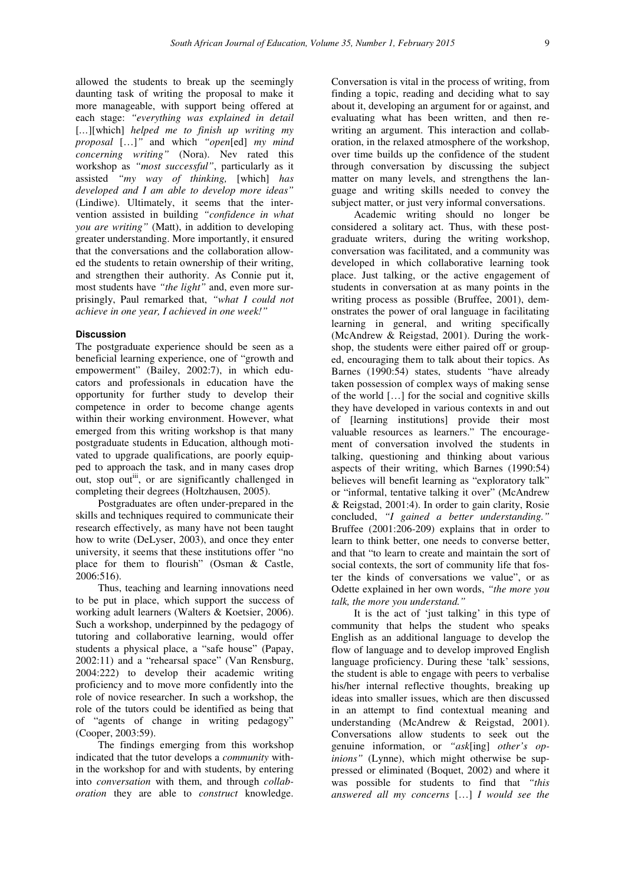allowed the students to break up the seemingly daunting task of writing the proposal to make it more manageable, with support being offered at each stage: *"everything was explained in detail* […][which] *helped me to finish up writing my proposal* […]*"* and which *"open*[ed] *my mind concerning writing"* (Nora). Nev rated this workshop as *"most successful"*, particularly as it assisted *"my way of thinking,* [which] *has developed and I am able to develop more ideas"* (Lindiwe). Ultimately, it seems that the intervention assisted in building *"confidence in what you are writing"* (Matt), in addition to developing greater understanding. More importantly, it ensured that the conversations and the collaboration allowed the students to retain ownership of their writing, and strengthen their authority. As Connie put it, most students have *"the light"* and, even more surprisingly, Paul remarked that, *"what I could not achieve in one year, I achieved in one week!"*

## Discussion

The postgraduate experience should be seen as a beneficial learning experience, one of "growth and empowerment" (Bailey, 2002:7), in which educators and professionals in education have the opportunity for further study to develop their competence in order to become change agents within their working environment. However, what emerged from this writing workshop is that many postgraduate students in Education, although motivated to upgrade qualifications, are poorly equipped to approach the task, and in many cases drop out, stop out[iii], or are significantly challenged in completing their degrees (Holtzhausen, 2005).

Postgraduates are often under-prepared in the skills and techniques required to communicate their research effectively, as many have not been taught how to write (DeLyser, 2003), and once they enter university, it seems that these institutions offer "no place for them to flourish" (Osman & Castle, 2006:516).

Thus, teaching and learning innovations need to be put in place, which support the success of working adult learners (Walters & Koetsier, 2006). Such a workshop, underpinned by the pedagogy of tutoring and collaborative learning, would offer students a physical place, a "safe house" (Papay, 2002:11) and a "rehearsal space" (Van Rensburg, 2004:222) to develop their academic writing proficiency and to move more confidently into the role of novice researcher. In such a workshop, the role of the tutors could be identified as being that of "agents of change in writing pedagogy" (Cooper, 2003:59).

The findings emerging from this workshop indicated that the tutor develops a *community* within the workshop for and with students, by entering into *conversation* with them, and through *collaboration* they are able to *construct* knowledge. Conversation is vital in the process of writing, from finding a topic, reading and deciding what to say about it, developing an argument for or against, and evaluating what has been written, and then rewriting an argument. This interaction and collaboration, in the relaxed atmosphere of the workshop, over time builds up the confidence of the student through conversation by discussing the subject matter on many levels, and strengthens the language and writing skills needed to convey the subject matter, or just very informal conversations.

Academic writing should no longer be considered a solitary act. Thus, with these postgraduate writers, during the writing workshop, conversation was facilitated, and a community was developed in which collaborative learning took place. Just talking, or the active engagement of students in conversation at as many points in the writing process as possible (Bruffee, 2001), demonstrates the power of oral language in facilitating learning in general, and writing specifically (McAndrew & Reigstad, 2001). During the workshop, the students were either paired off or grouped, encouraging them to talk about their topics. As Barnes (1990:54) states, students "have already taken possession of complex ways of making sense of the world […] for the social and cognitive skills they have developed in various contexts in and out of [learning institutions] provide their most valuable resources as learners." The encouragement of conversation involved the students in talking, questioning and thinking about various aspects of their writing, which Barnes (1990:54) believes will benefit learning as "exploratory talk" or "informal, tentative talking it over" (McAndrew & Reigstad, 2001:4). In order to gain clarity, Rosie concluded, *"I gained a better understanding."* Bruffee (2001:206-209) explains that in order to learn to think better, one needs to converse better, and that "to learn to create and maintain the sort of social contexts, the sort of community life that foster the kinds of conversations we value", or as Odette explained in her own words, *"the more you talk, the more you understand."*

It is the act of 'just talking' in this type of community that helps the student who speaks English as an additional language to develop the flow of language and to develop improved English language proficiency. During these 'talk' sessions, the student is able to engage with peers to verbalise his/her internal reflective thoughts, breaking up ideas into smaller issues, which are then discussed in an attempt to find contextual meaning and understanding (McAndrew & Reigstad, 2001). Conversations allow students to seek out the genuine information, or *"ask*[ing] *other's opinions"* (Lynne), which might otherwise be suppressed or eliminated (Boquet, 2002) and where it was possible for students to find that *"this answered all my concerns* […] *I would see the*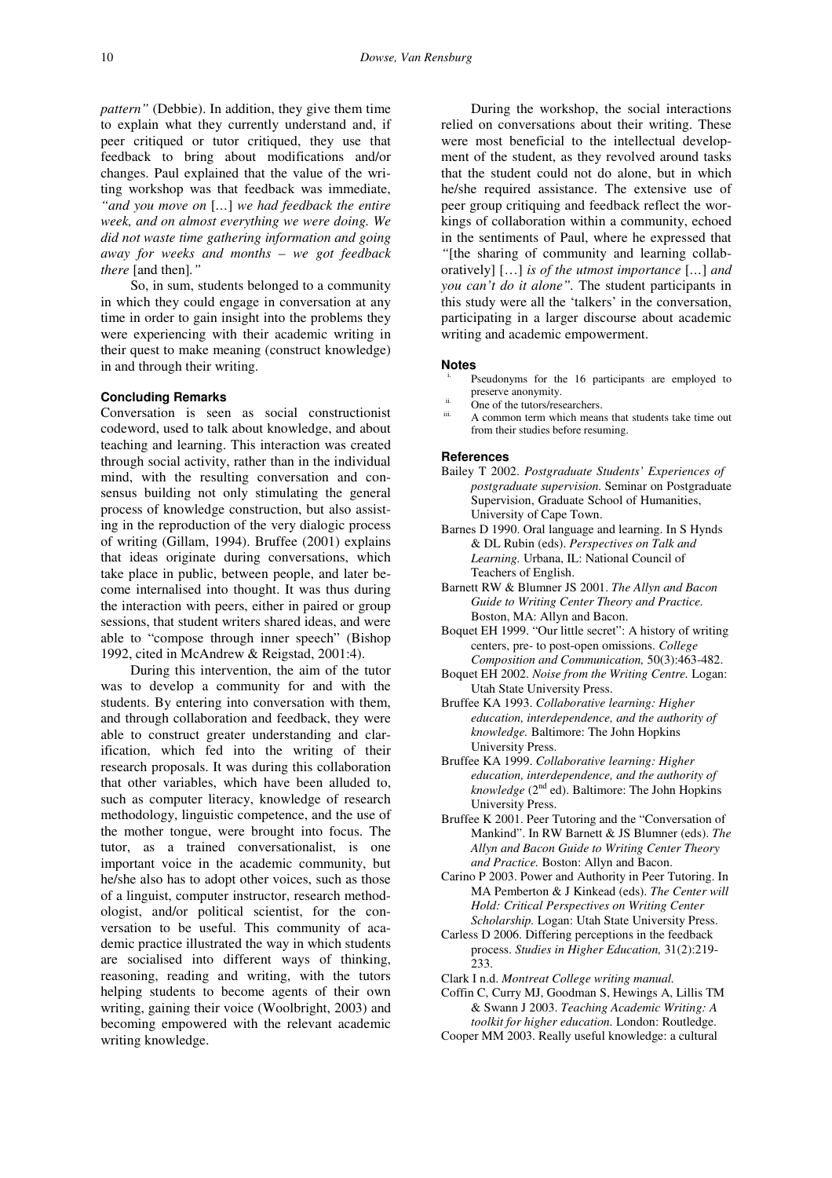*pattern"* (Debbie). In addition, they give them time to explain what they currently understand and, if peer critiqued or tutor critiqued, they use that feedback to bring about modifications and/or changes. Paul explained that the value of the writing workshop was that feedback was immediate, *"and you move on* […] *we had feedback the entire week, and on almost everything we were doing. We did not waste time gathering information and going away for weeks and months – we got feedback there* [and then]*."*

So, in sum, students belonged to a community in which they could engage in conversation at any time in order to gain insight into the problems they were experiencing with their academic writing in their quest to make meaning (construct knowledge) in and through their writing.

### Concluding Remarks

Conversation is seen as social constructionist codeword, used to talk about knowledge, and about teaching and learning. This interaction was created through social activity, rather than in the individual mind, with the resulting conversation and consensus building not only stimulating the general process of knowledge construction, but also assisting in the reproduction of the very dialogic process of writing (Gillam, 1994). Bruffee (2001) explains that ideas originate during conversations, which take place in public, between people, and later become internalised into thought. It was thus during the interaction with peers, either in paired or group sessions, that student writers shared ideas, and were able to "compose through inner speech" (Bishop 1992, cited in McAndrew & Reigstad, 2001:4).

During this intervention, the aim of the tutor was to develop a community for and with the students. By entering into conversation with them, and through collaboration and feedback, they were able to construct greater understanding and clarification, which fed into the writing of their research proposals. It was during this collaboration that other variables, which have been alluded to, such as computer literacy, knowledge of research methodology, linguistic competence, and the use of the mother tongue, were brought into focus. The tutor, as a trained conversationalist, is one important voice in the academic community, but he/she also has to adopt other voices, such as those of a linguist, computer instructor, research methodologist, and/or political scientist, for the conversation to be useful. This community of academic practice illustrated the way in which students are socialised into different ways of thinking, reasoning, reading and writing, with the tutors helping students to become agents of their own writing, gaining their voice (Woolbright, 2003) and becoming empowered with the relevant academic writing knowledge.

During the workshop, the social interactions relied on conversations about their writing. These were most beneficial to the intellectual development of the student, as they revolved around tasks that the student could not do alone, but in which he/she required assistance. The extensive use of peer group critiquing and feedback reflect the workings of collaboration within a community, echoed in the sentiments of Paul, where he expressed that *"*[the sharing of community and learning collaboratively] […] *is of the utmost importance* […] *and you can't do it alone".* The student participants in this study were all the 'talkers' in the conversation, participating in a larger discourse about academic writing and academic empowerment.

### Notes

[i] Pseudonyms for the 16 participants are employed to preserve anonymity.
[ii] One of the tutors/researchers.
[iii] A common term which means that students take time out from their studies before resuming.

### References

Bailey T 2002. *Postgraduate Students' Experiences of postgraduate supervision.* Seminar on Postgraduate Supervision, Graduate School of Humanities, University of Cape Town.

Barnes D 1990. Oral language and learning. In S Hynds & DL Rubin (eds). *Perspectives on Talk and Learning.* Urbana, IL: National Council of Teachers of English.

Barnett RW & Blumner JS 2001. *The Allyn and Bacon Guide to Writing Center Theory and Practice.* Boston, MA: Allyn and Bacon.

Boquet EH 1999. "Our little secret": A history of writing centers, pre- to post-open omissions. *College Composition and Communication,* 50(3):463-482.

Boquet EH 2002. *Noise from the Writing Centre.* Logan: Utah State University Press.

Bruffee KA 1993. *Collaborative learning: Higher education, interdependence, and the authority of knowledge.* Baltimore: The John Hopkins University Press.

Bruffee KA 1999. *Collaborative learning: Higher education, interdependence, and the authority of knowledge* (2nd ed). Baltimore: The John Hopkins University Press.

Bruffee K 2001. Peer Tutoring and the "Conversation of Mankind". In RW Barnett & JS Blumner (eds). *The Allyn and Bacon Guide to Writing Center Theory and Practice.* Boston: Allyn and Bacon.

Carino P 2003. Power and Authority in Peer Tutoring. In MA Pemberton & J Kinkead (eds). *The Center will Hold: Critical Perspectives on Writing Center Scholarship.* Logan: Utah State University Press.

Carless D 2006. Differing perceptions in the feedback process. *Studies in Higher Education,* 31(2):219-233.

Clark I n.d. *Montreat College writing manual.*

Coffin C, Curry MJ, Goodman S, Hewings A, Lillis TM & Swann J 2003. *Teaching Academic Writing: A toolkit for higher education.* London: Routledge.

Cooper MM 2003. Really useful knowledge: a cultural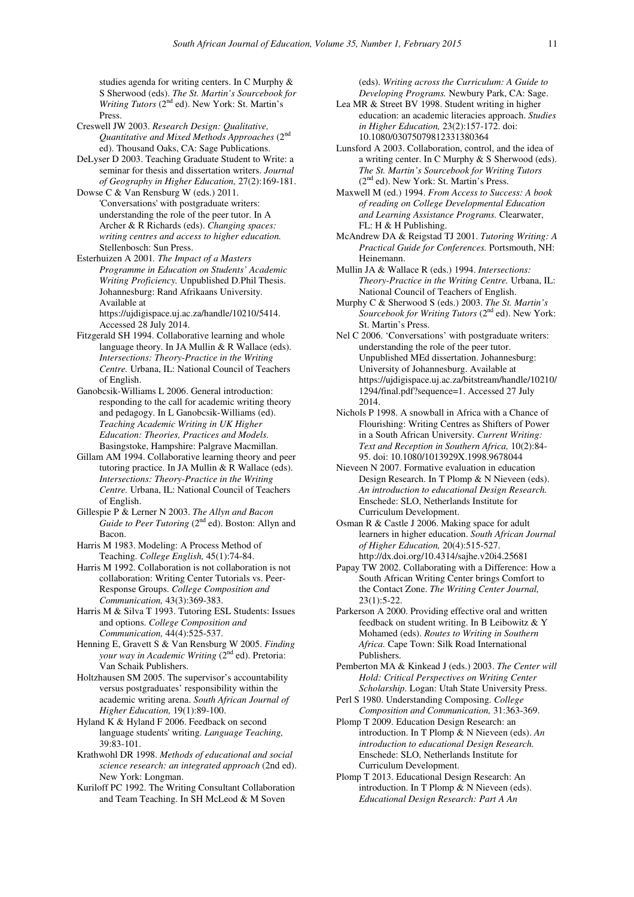studies agenda for writing centers. In C Murphy & S Sherwood (eds). *The St. Martin's Sourcebook for Writing Tutors* (2nd ed). New York: St. Martin's Press.

Creswell JW 2003. *Research Design: Qualitative, Quantitative and Mixed Methods Approaches* (2nd ed). Thousand Oaks, CA: Sage Publications.

DeLyser D 2003. Teaching Graduate Student to Write: a seminar for thesis and dissertation writers. *Journal of Geography in Higher Education,* 27(2):169-181.

Dowse C & Van Rensburg W (eds.) 2011. 'Conversations' with postgraduate writers: understanding the role of the peer tutor. In A Archer & R Richards (eds). *Changing spaces: writing centres and access to higher education.* Stellenbosch: Sun Press.

Esterhuizen A 2001. *The Impact of a Masters Programme in Education on Students' Academic Writing Proficiency.* Unpublished D.Phil Thesis. Johannesburg: Rand Afrikaans University. Available at https://ujdigispace.uj.ac.za/handle/10210/5414. Accessed 28 July 2014.

Fitzgerald SH 1994. Collaborative learning and whole language theory. In JA Mullin & R Wallace (eds). *Intersections: Theory-Practice in the Writing Centre.* Urbana, IL: National Council of Teachers of English.

Ganobcsik-Williams L 2006. General introduction: responding to the call for academic writing theory and pedagogy. In L Ganobcsik-Williams (ed). *Teaching Academic Writing in UK Higher Education: Theories, Practices and Models.* Basingstoke, Hampshire: Palgrave Macmillan.

Gillam AM 1994. Collaborative learning theory and peer tutoring practice. In JA Mullin & R Wallace (eds). *Intersections: Theory-Practice in the Writing Centre.* Urbana, IL: National Council of Teachers of English.

Gillespie P & Lerner N 2003. *The Allyn and Bacon Guide to Peer Tutoring* (2nd ed). Boston: Allyn and Bacon.

Harris M 1983. Modeling: A Process Method of Teaching. *College English,* 45(1):74-84.

Harris M 1992. Collaboration is not collaboration is not collaboration: Writing Center Tutorials vs. Peer-Response Groups. *College Composition and Communication,* 43(3):369-383.

Harris M & Silva T 1993. Tutoring ESL Students: Issues and options. *College Composition and Communication,* 44(4):525-537.

Henning E, Gravett S & Van Rensburg W 2005. *Finding your way in Academic Writing* (2nd ed). Pretoria: Van Schaik Publishers.

Holtzhausen SM 2005. The supervisor's accountability versus postgraduates' responsibility within the academic writing arena. *South African Journal of Higher Education,* 19(1):89-100.

Hyland K & Hyland F 2006. Feedback on second language students' writing. *Language Teaching,* 39:83-101.

Krathwohl DR 1998. *Methods of educational and social science research: an integrated approach* (2nd ed). New York: Longman.

Kuriloff PC 1992. The Writing Consultant Collaboration and Team Teaching. In SH McLeod & M Soven (eds). *Writing across the Curriculum: A Guide to Developing Programs.* Newbury Park, CA: Sage.

Lea MR & Street BV 1998. Student writing in higher education: an academic literacies approach. *Studies in Higher Education,* 23(2):157-172. doi: 10.1080/03075079812331380364

Lunsford A 2003. Collaboration, control, and the idea of a writing center. In C Murphy & S Sherwood (eds). *The St. Martin's Sourcebook for Writing Tutors* (2nd ed). New York: St. Martin's Press.

Maxwell M (ed.) 1994. *From Access to Success: A book of reading on College Developmental Education and Learning Assistance Programs.* Clearwater, FL: H & H Publishing.

McAndrew DA & Reigstad TJ 2001. *Tutoring Writing: A Practical Guide for Conferences.* Portsmouth, NH: Heinemann.

Mullin JA & Wallace R (eds.) 1994. *Intersections: Theory-Practice in the Writing Centre.* Urbana, IL: National Council of Teachers of English.

Murphy C & Sherwood S (eds.) 2003. *The St. Martin's Sourcebook for Writing Tutors* (2nd ed). New York: St. Martin's Press.

Nel C 2006. 'Conversations' with postgraduate writers: understanding the role of the peer tutor. Unpublished MEd dissertation. Johannesburg: University of Johannesburg. Available at https://ujdigispace.uj.ac.za/bitstream/handle/10210/1294/final.pdf?sequence=1. Accessed 27 July 2014.

Nichols P 1998. A snowball in Africa with a Chance of Flourishing: Writing Centres as Shifters of Power in a South African University. *Current Writing: Text and Reception in Southern Africa,* 10(2):84-95. doi: 10.1080/1013929X.1998.9678044

Nieveen N 2007. Formative evaluation in education Design Research. In T Plomp & N Nieveen (eds). *An introduction to educational Design Research.* Enschede: SLO, Netherlands Institute for Curriculum Development.

Osman R & Castle J 2006. Making space for adult learners in higher education. *South African Journal of Higher Education,* 20(4):515-527. http://dx.doi.org/10.4314/sajhe.v20i4.25681

Papay TW 2002. Collaborating with a Difference: How a South African Writing Center brings Comfort to the Contact Zone. *The Writing Center Journal,* 23(1):5-22.

Parkerson A 2000. Providing effective oral and written feedback on student writing. In B Leibowitz & Y Mohamed (eds). *Routes to Writing in Southern Africa.* Cape Town: Silk Road International Publishers.

Pemberton MA & Kinkead J (eds.) 2003. *The Center will Hold: Critical Perspectives on Writing Center Scholarship.* Logan: Utah State University Press.

Perl S 1980. Understanding Composing. *College Composition and Communication,* 31:363-369.

Plomp T 2009. Education Design Research: an introduction. In T Plomp & N Nieveen (eds). *An introduction to educational Design Research.* Enschede: SLO, Netherlands Institute for Curriculum Development.

Plomp T 2013. Educational Design Research: An introduction. In T Plomp & N Nieveen (eds). *Educational Design Research: Part A An*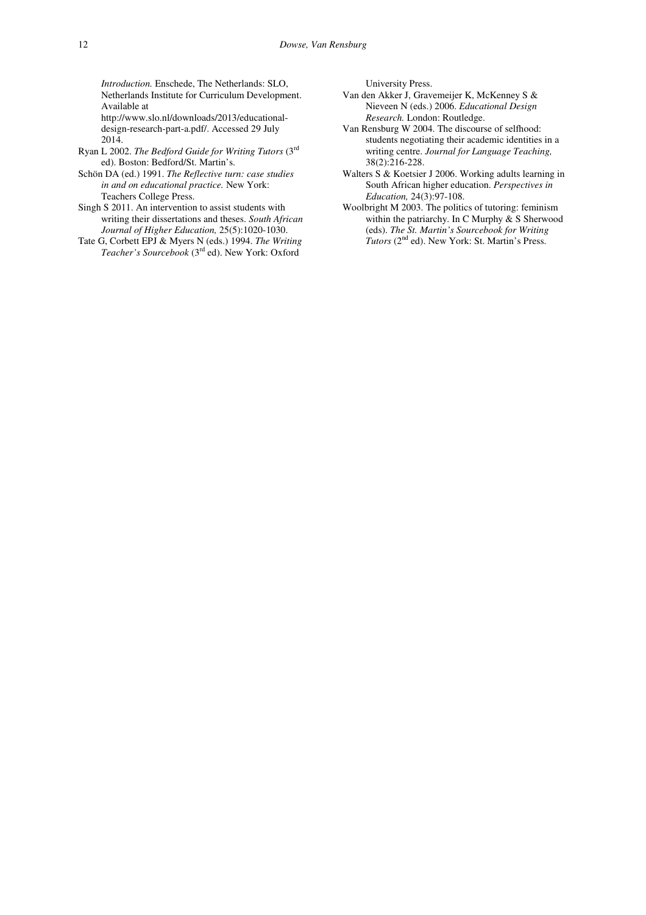*Introduction.* Enschede, The Netherlands: SLO, Netherlands Institute for Curriculum Development. Available at http://www.slo.nl/downloads/2013/educational-design-research-part-a.pdf/. Accessed 29 July 2014.

Ryan L 2002. *The Bedford Guide for Writing Tutors* (3rd ed). Boston: Bedford/St. Martin's.

Schön DA (ed.) 1991. *The Reflective turn: case studies in and on educational practice.* New York: Teachers College Press.

Singh S 2011. An intervention to assist students with writing their dissertations and theses. *South African Journal of Higher Education,* 25(5):1020-1030.

Tate G, Corbett EPJ & Myers N (eds.) 1994. *The Writing Teacher's Sourcebook* (3rd ed). New York: Oxford University Press.

Van den Akker J, Gravemeijer K, McKenney S & Nieveen N (eds.) 2006. *Educational Design Research.* London: Routledge.

Van Rensburg W 2004. The discourse of selfhood: students negotiating their academic identities in a writing centre. *Journal for Language Teaching,* 38(2):216-228.

Walters S & Koetsier J 2006. Working adults learning in South African higher education. *Perspectives in Education,* 24(3):97-108.

Woolbright M 2003. The politics of tutoring: feminism within the patriarchy. In C Murphy & S Sherwood (eds). *The St. Martin's Sourcebook for Writing Tutors* (2nd ed). New York: St. Martin's Press.